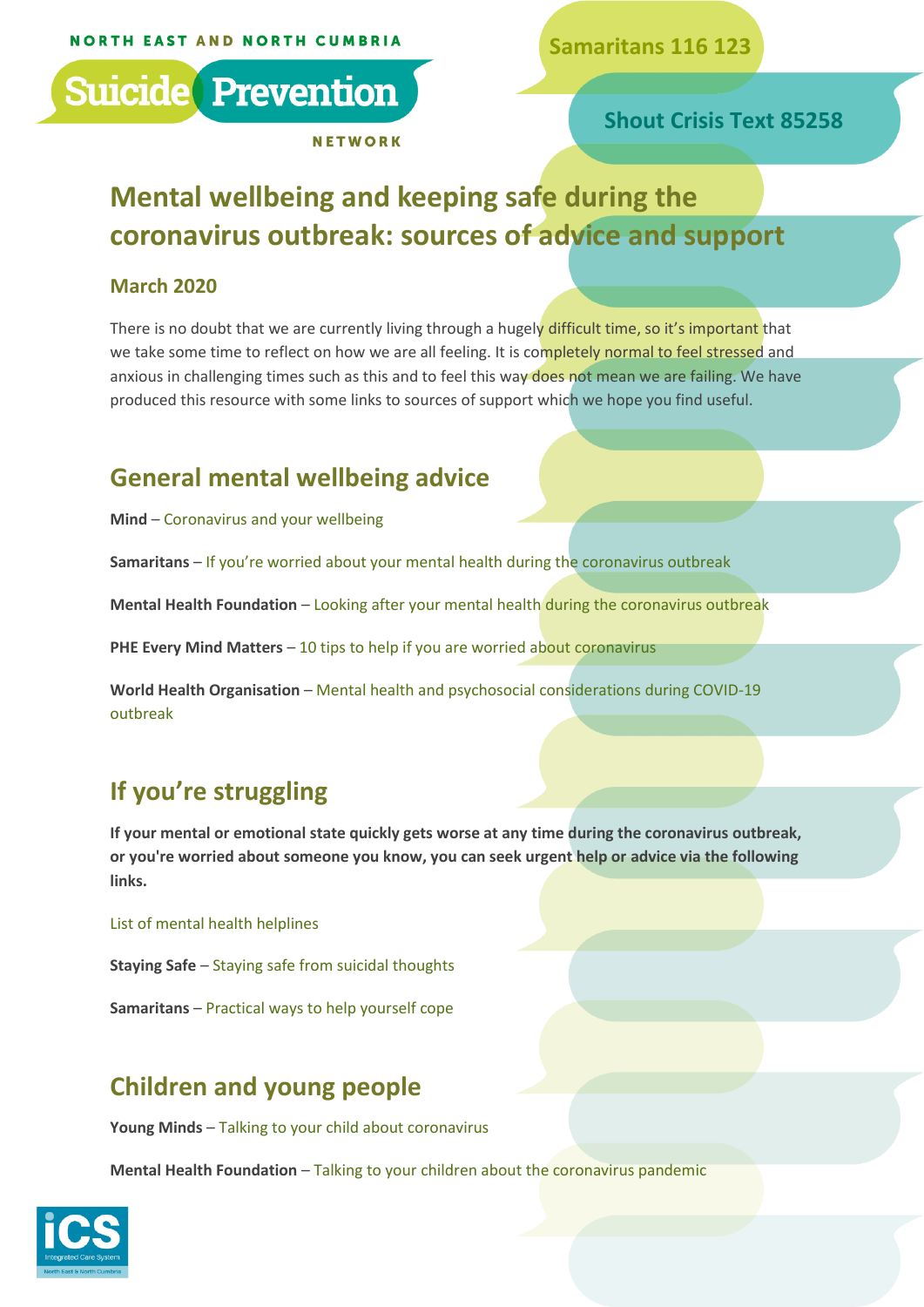NORTH EAST AND NORTH CUMBRIA

Suicide Prevention

NETWORK

Samaritans 116 123

Shout Crisis Text 85258

# Mental wellbeing and keeping safe during the coronavirus outbreak: sources of advice and support

## March 2020

There is no doubt that we are currently living through a hugely difficult time, so it's important that we take some time to reflect on how we are all feeling. It is completely normal to feel stressed and anxious in challenging times such as this and to feel this way does not mean we are failing. We have produced this resource with some links to sources of support which we hope you find useful.

## General mental wellbeing advice

**Mind** – Coronavirus and your wellbeing

**Samaritans** – If you're worried about your mental health during the coronavirus outbreak

**Mental Health Foundation** – Looking after your mental health during the coronavirus outbreak

**PHE Every Mind Matters** – 10 tips to help if you are worried about coronavirus

**World Health Organisation** – Mental health and psychosocial considerations during COVID-19 outbreak

## If you're struggling

**If your mental or emotional state quickly gets worse at any time during the coronavirus outbreak, or you're worried about someone you know, you can seek urgent help or advice via the following links.**

List of mental health helplines

**Staying Safe** – Staying safe from suicidal thoughts

**Samaritans** – Practical ways to help yourself cope

## Children and young people

**Young Minds** – Talking to your child about coronavirus

**Mental Health Foundation** – Talking to your children about the coronavirus pandemic

iCS Integrated Care System North East & North Cumbria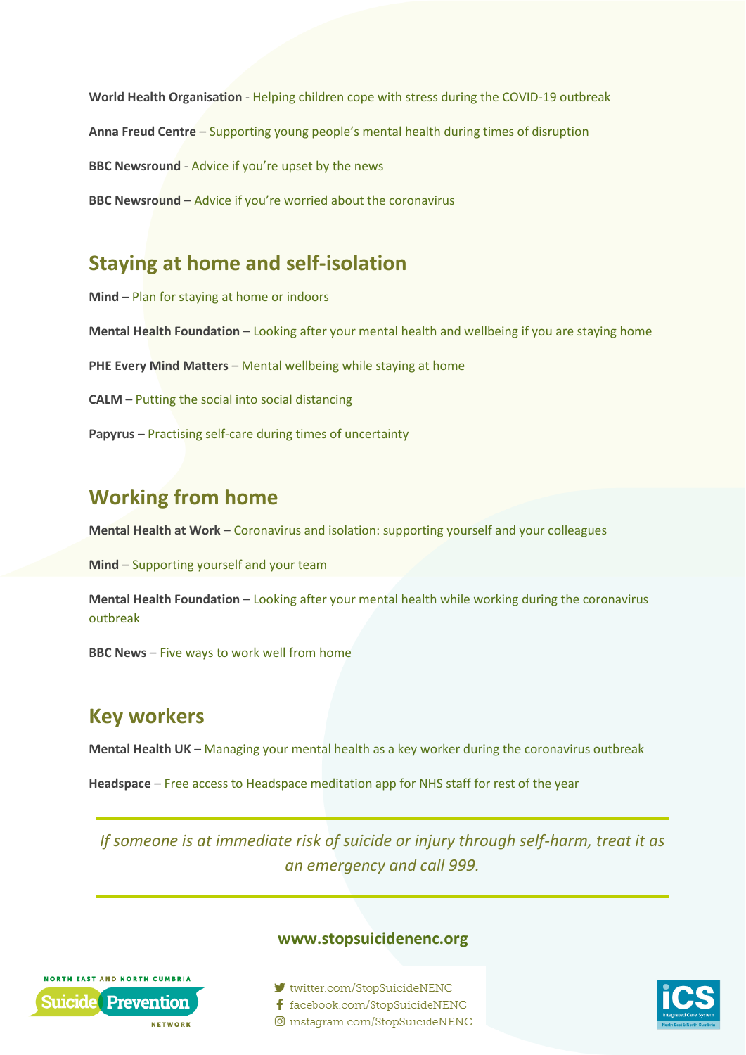**World Health Organisation** - Helping children cope with stress during the COVID-19 outbreak

**Anna Freud Centre** – Supporting young people's mental health during times of disruption

**BBC Newsround** - Advice if you're upset by the news

**BBC Newsround** – Advice if you're worried about the coronavirus

## Staying at home and self-isolation

**Mind** – Plan for staying at home or indoors

**Mental Health Foundation** – Looking after your mental health and wellbeing if you are staying home

**PHE Every Mind Matters** – Mental wellbeing while staying at home

**CALM** – Putting the social into social distancing

**Papyrus** – Practising self-care during times of uncertainty

## Working from home

**Mental Health at Work** – Coronavirus and isolation: supporting yourself and your colleagues

**Mind** – Supporting yourself and your team

**Mental Health Foundation** – Looking after your mental health while working during the coronavirus outbreak

**BBC News** – Five ways to work well from home

## Key workers

**Mental Health UK** – Managing your mental health as a key worker during the coronavirus outbreak

**Headspace** – Free access to Headspace meditation app for NHS staff for rest of the year

---

*If someone is at immediate risk of suicide or injury through self-harm, treat it as an emergency and call 999.*

---

**www.stopsuicidenenc.org**

NORTH EAST AND NORTH CUMBRIA Suicide Prevention NETWORK

twitter.com/StopSuicideNENC
facebook.com/StopSuicideNENC
instagram.com/StopSuicideNENC

ICS Integrated Care System North East & North Cumbria